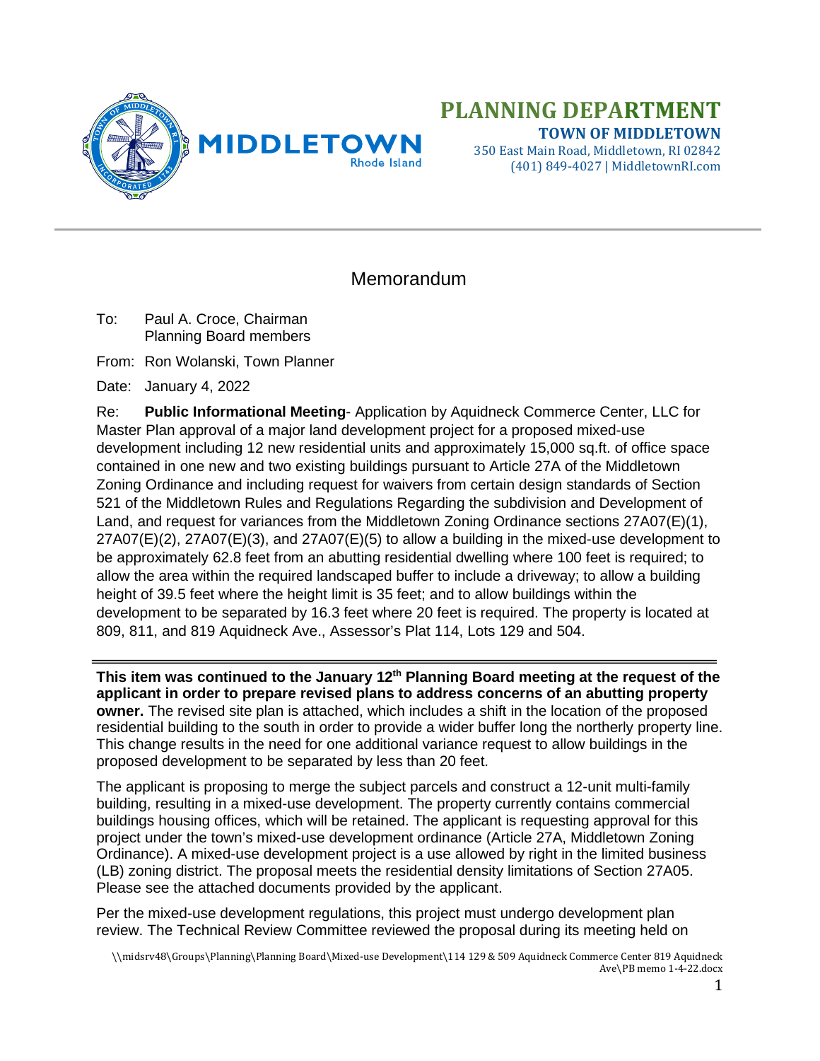# PLANNING DEPARTMENT

**TOWN OF MIDDLETOWN**
350 East Main Road, Middletown, RI 02842
(401) 849-4027 | MiddletownRI.com

## Memorandum

To: Paul A. Croce, Chairman
Planning Board members

From: Ron Wolanski, Town Planner

Date: January 4, 2022

Re: **Public Informational Meeting**- Application by Aquidneck Commerce Center, LLC for Master Plan approval of a major land development project for a proposed mixed-use development including 12 new residential units and approximately 15,000 sq.ft. of office space contained in one new and two existing buildings pursuant to Article 27A of the Middletown Zoning Ordinance and including request for waivers from certain design standards of Section 521 of the Middletown Rules and Regulations Regarding the subdivision and Development of Land, and request for variances from the Middletown Zoning Ordinance sections 27A07(E)(1), 27A07(E)(2), 27A07(E)(3), and 27A07(E)(5) to allow a building in the mixed-use development to be approximately 62.8 feet from an abutting residential dwelling where 100 feet is required; to allow the area within the required landscaped buffer to include a driveway; to allow a building height of 39.5 feet where the height limit is 35 feet; and to allow buildings within the development to be separated by 16.3 feet where 20 feet is required. The property is located at 809, 811, and 819 Aquidneck Ave., Assessor's Plat 114, Lots 129 and 504.

---

**This item was continued to the January 12th Planning Board meeting at the request of the applicant in order to prepare revised plans to address concerns of an abutting property owner.** The revised site plan is attached, which includes a shift in the location of the proposed residential building to the south in order to provide a wider buffer long the northerly property line. This change results in the need for one additional variance request to allow buildings in the proposed development to be separated by less than 20 feet.

The applicant is proposing to merge the subject parcels and construct a 12-unit multi-family building, resulting in a mixed-use development. The property currently contains commercial buildings housing offices, which will be retained. The applicant is requesting approval for this project under the town's mixed-use development ordinance (Article 27A, Middletown Zoning Ordinance). A mixed-use development project is a use allowed by right in the limited business (LB) zoning district. The proposal meets the residential density limitations of Section 27A05. Please see the attached documents provided by the applicant.

Per the mixed-use development regulations, this project must undergo development plan review. The Technical Review Committee reviewed the proposal during its meeting held on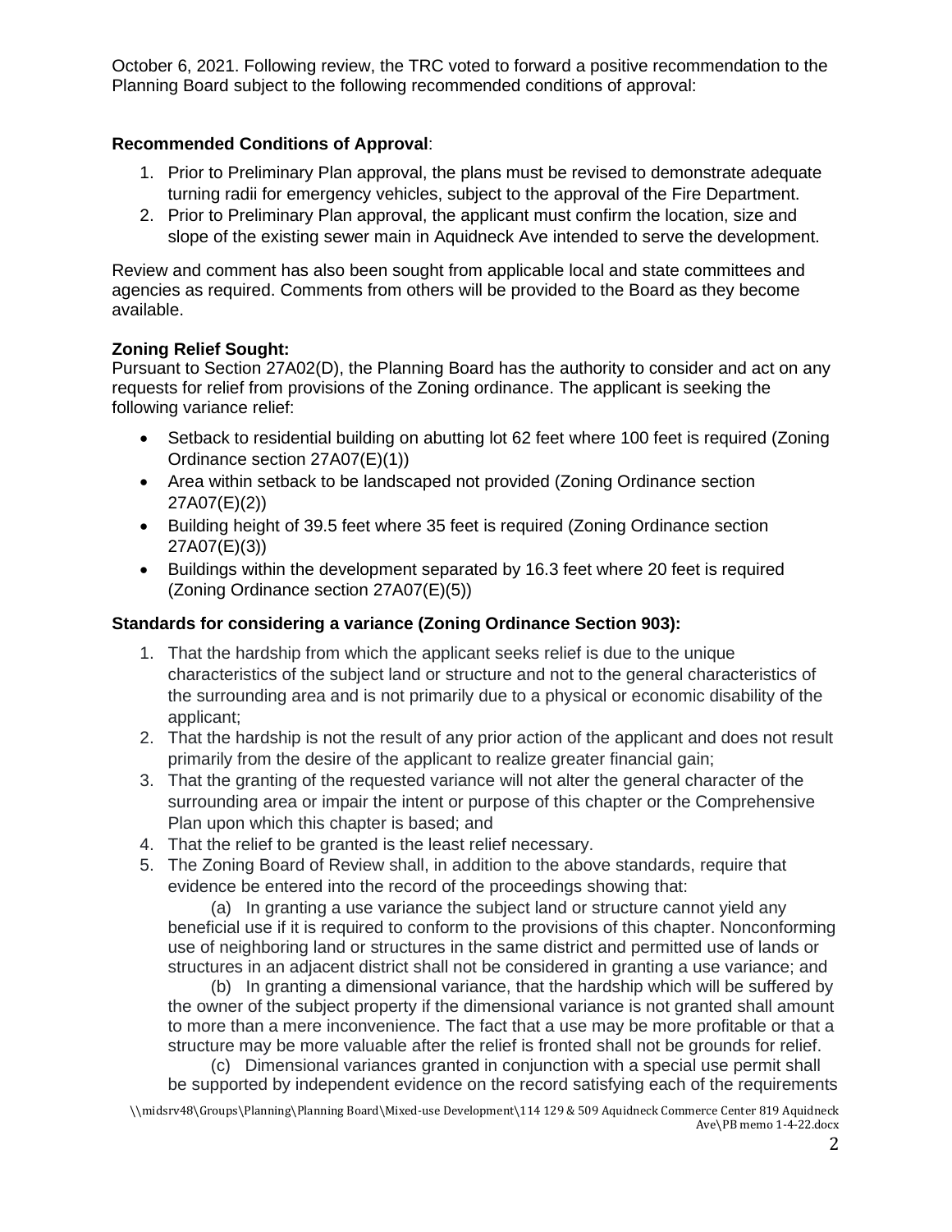October 6, 2021. Following review, the TRC voted to forward a positive recommendation to the Planning Board subject to the following recommended conditions of approval:

**Recommended Conditions of Approval**:

1. Prior to Preliminary Plan approval, the plans must be revised to demonstrate adequate turning radii for emergency vehicles, subject to the approval of the Fire Department.
2. Prior to Preliminary Plan approval, the applicant must confirm the location, size and slope of the existing sewer main in Aquidneck Ave intended to serve the development.

Review and comment has also been sought from applicable local and state committees and agencies as required. Comments from others will be provided to the Board as they become available.

**Zoning Relief Sought:**
Pursuant to Section 27A02(D), the Planning Board has the authority to consider and act on any requests for relief from provisions of the Zoning ordinance. The applicant is seeking the following variance relief:

- Setback to residential building on abutting lot 62 feet where 100 feet is required (Zoning Ordinance section 27A07(E)(1))
- Area within setback to be landscaped not provided (Zoning Ordinance section 27A07(E)(2))
- Building height of 39.5 feet where 35 feet is required (Zoning Ordinance section 27A07(E)(3))
- Buildings within the development separated by 16.3 feet where 20 feet is required (Zoning Ordinance section 27A07(E)(5))

**Standards for considering a variance (Zoning Ordinance Section 903):**

1. That the hardship from which the applicant seeks relief is due to the unique characteristics of the subject land or structure and not to the general characteristics of the surrounding area and is not primarily due to a physical or economic disability of the applicant;
2. That the hardship is not the result of any prior action of the applicant and does not result primarily from the desire of the applicant to realize greater financial gain;
3. That the granting of the requested variance will not alter the general character of the surrounding area or impair the intent or purpose of this chapter or the Comprehensive Plan upon which this chapter is based; and
4. That the relief to be granted is the least relief necessary.
5. The Zoning Board of Review shall, in addition to the above standards, require that evidence be entered into the record of the proceedings showing that:

   (a) In granting a use variance the subject land or structure cannot yield any beneficial use if it is required to conform to the provisions of this chapter. Nonconforming use of neighboring land or structures in the same district and permitted use of lands or structures in an adjacent district shall not be considered in granting a use variance; and

   (b) In granting a dimensional variance, that the hardship which will be suffered by the owner of the subject property if the dimensional variance is not granted shall amount to more than a mere inconvenience. The fact that a use may be more profitable or that a structure may be more valuable after the relief is fronted shall not be grounds for relief.

   (c) Dimensional variances granted in conjunction with a special use permit shall be supported by independent evidence on the record satisfying each of the requirements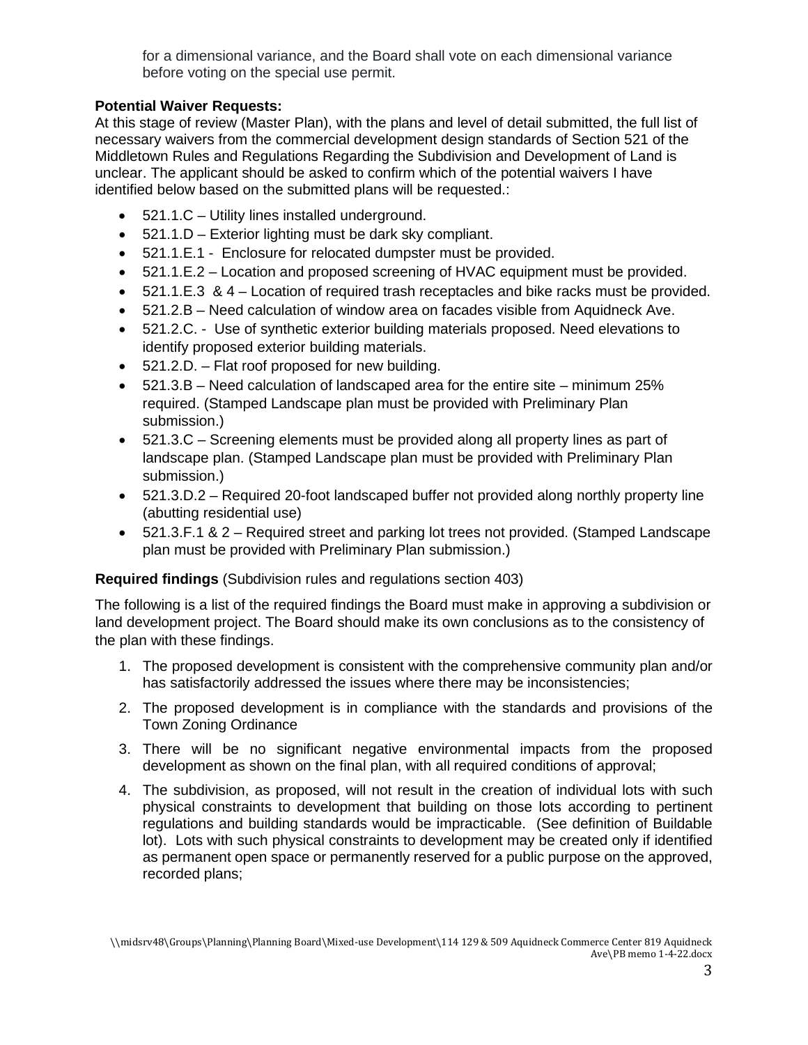for a dimensional variance, and the Board shall vote on each dimensional variance before voting on the special use permit.

**Potential Waiver Requests:**
At this stage of review (Master Plan), with the plans and level of detail submitted, the full list of necessary waivers from the commercial development design standards of Section 521 of the Middletown Rules and Regulations Regarding the Subdivision and Development of Land is unclear. The applicant should be asked to confirm which of the potential waivers I have identified below based on the submitted plans will be requested.:

- 521.1.C – Utility lines installed underground.
- 521.1.D – Exterior lighting must be dark sky compliant.
- 521.1.E.1 - Enclosure for relocated dumpster must be provided.
- 521.1.E.2 – Location and proposed screening of HVAC equipment must be provided.
- 521.1.E.3 & 4 – Location of required trash receptacles and bike racks must be provided.
- 521.2.B – Need calculation of window area on facades visible from Aquidneck Ave.
- 521.2.C. - Use of synthetic exterior building materials proposed. Need elevations to identify proposed exterior building materials.
- 521.2.D. – Flat roof proposed for new building.
- 521.3.B – Need calculation of landscaped area for the entire site – minimum 25% required. (Stamped Landscape plan must be provided with Preliminary Plan submission.)
- 521.3.C – Screening elements must be provided along all property lines as part of landscape plan. (Stamped Landscape plan must be provided with Preliminary Plan submission.)
- 521.3.D.2 – Required 20-foot landscaped buffer not provided along northly property line (abutting residential use)
- 521.3.F.1 & 2 – Required street and parking lot trees not provided. (Stamped Landscape plan must be provided with Preliminary Plan submission.)

**Required findings** (Subdivision rules and regulations section 403)

The following is a list of the required findings the Board must make in approving a subdivision or land development project. The Board should make its own conclusions as to the consistency of the plan with these findings.

1. The proposed development is consistent with the comprehensive community plan and/or has satisfactorily addressed the issues where there may be inconsistencies;
2. The proposed development is in compliance with the standards and provisions of the Town Zoning Ordinance
3. There will be no significant negative environmental impacts from the proposed development as shown on the final plan, with all required conditions of approval;
4. The subdivision, as proposed, will not result in the creation of individual lots with such physical constraints to development that building on those lots according to pertinent regulations and building standards would be impracticable. (See definition of Buildable lot). Lots with such physical constraints to development may be created only if identified as permanent open space or permanently reserved for a public purpose on the approved, recorded plans;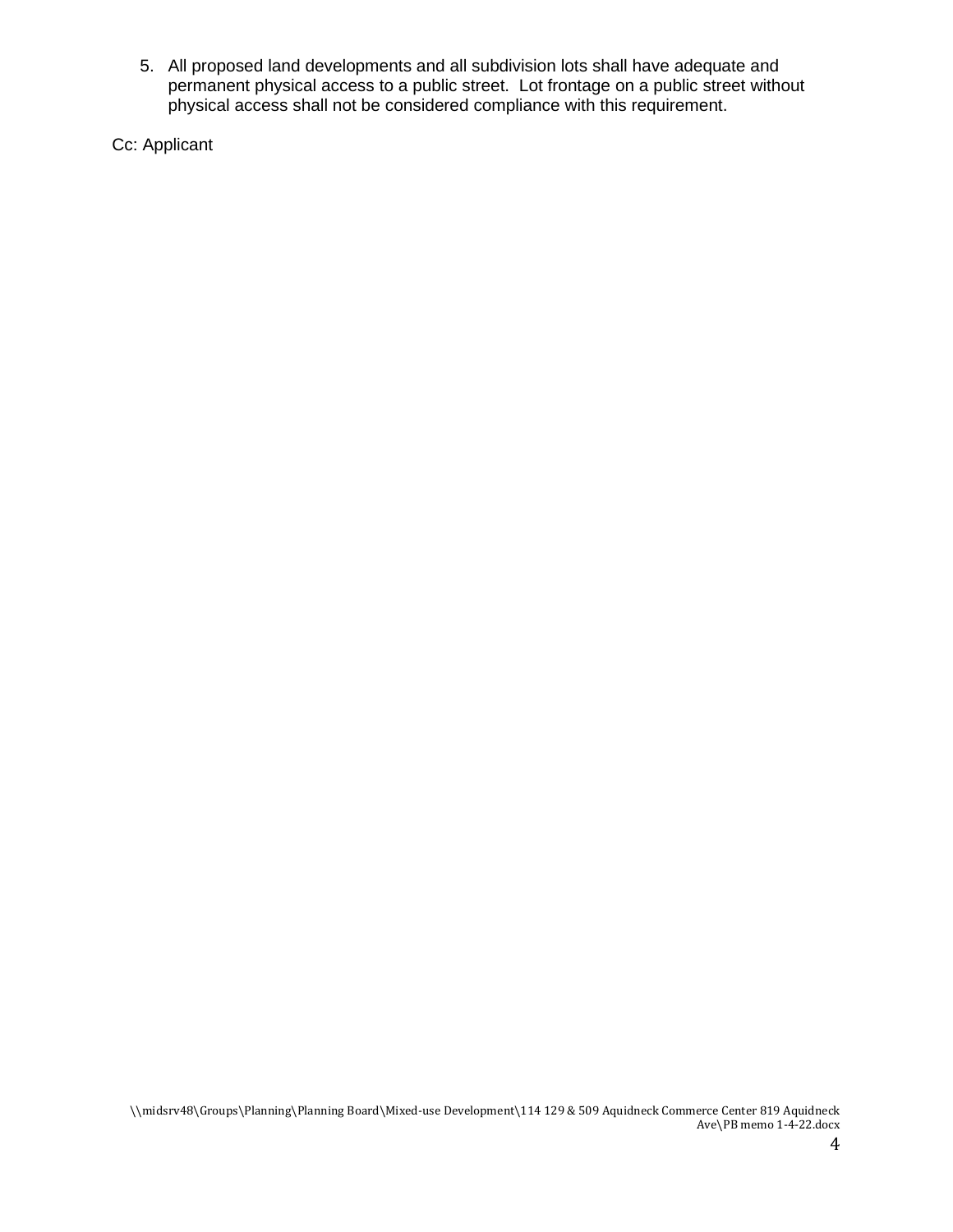5. All proposed land developments and all subdivision lots shall have adequate and permanent physical access to a public street. Lot frontage on a public street without physical access shall not be considered compliance with this requirement.

Cc: Applicant